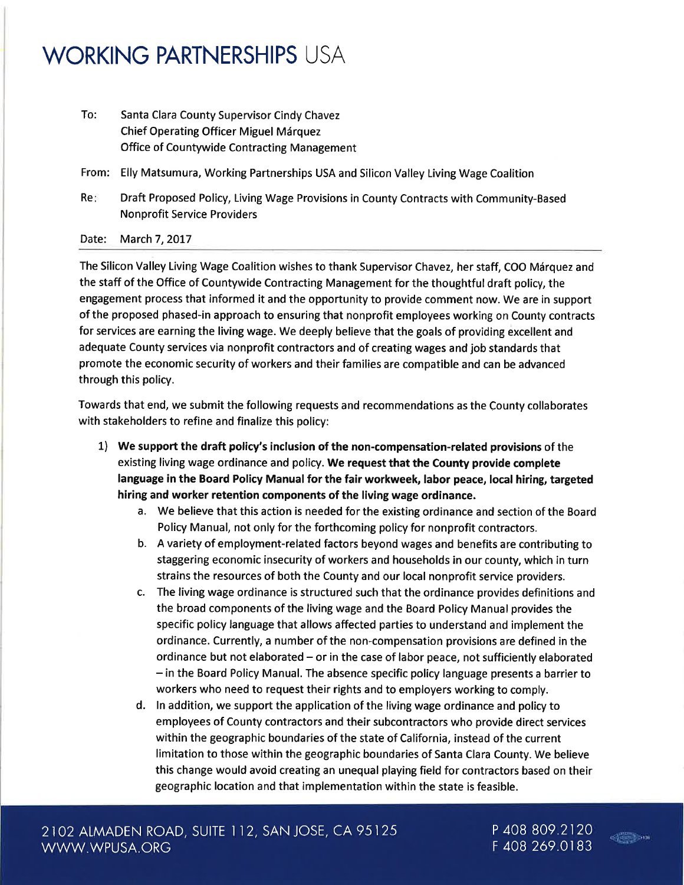# WORKING PARTNERSHIPS USA

To: Santa Clara County Supervisor Cindy Chavez
Chief Operating Officer Miguel Márquez
Office of Countywide Contracting Management

From: Elly Matsumura, Working Partnerships USA and Silicon Valley Living Wage Coalition

Re: Draft Proposed Policy, Living Wage Provisions in County Contracts with Community-Based Nonprofit Service Providers

Date: March 7, 2017

---

The Silicon Valley Living Wage Coalition wishes to thank Supervisor Chavez, her staff, COO Márquez and the staff of the Office of Countywide Contracting Management for the thoughtful draft policy, the engagement process that informed it and the opportunity to provide comment now. We are in support of the proposed phased-in approach to ensuring that nonprofit employees working on County contracts for services are earning the living wage. We deeply believe that the goals of providing excellent and adequate County services via nonprofit contractors and of creating wages and job standards that promote the economic security of workers and their families are compatible and can be advanced through this policy.

Towards that end, we submit the following requests and recommendations as the County collaborates with stakeholders to refine and finalize this policy:

1) **We support the draft policy's inclusion of the non-compensation-related provisions** of the existing living wage ordinance and policy. **We request that the County provide complete language in the Board Policy Manual for the fair workweek, labor peace, local hiring, targeted hiring and worker retention components of the living wage ordinance.**
   a. We believe that this action is needed for the existing ordinance and section of the Board Policy Manual, not only for the forthcoming policy for nonprofit contractors.
   b. A variety of employment-related factors beyond wages and benefits are contributing to staggering economic insecurity of workers and households in our county, which in turn strains the resources of both the County and our local nonprofit service providers.
   c. The living wage ordinance is structured such that the ordinance provides definitions and the broad components of the living wage and the Board Policy Manual provides the specific policy language that allows affected parties to understand and implement the ordinance. Currently, a number of the non-compensation provisions are defined in the ordinance but not elaborated – or in the case of labor peace, not sufficiently elaborated – in the Board Policy Manual. The absence specific policy language presents a barrier to workers who need to request their rights and to employers working to comply.
   d. In addition, we support the application of the living wage ordinance and policy to employees of County contractors and their subcontractors who provide direct services within the geographic boundaries of the state of California, instead of the current limitation to those within the geographic boundaries of Santa Clara County. We believe this change would avoid creating an unequal playing field for contractors based on their geographic location and that implementation within the state is feasible.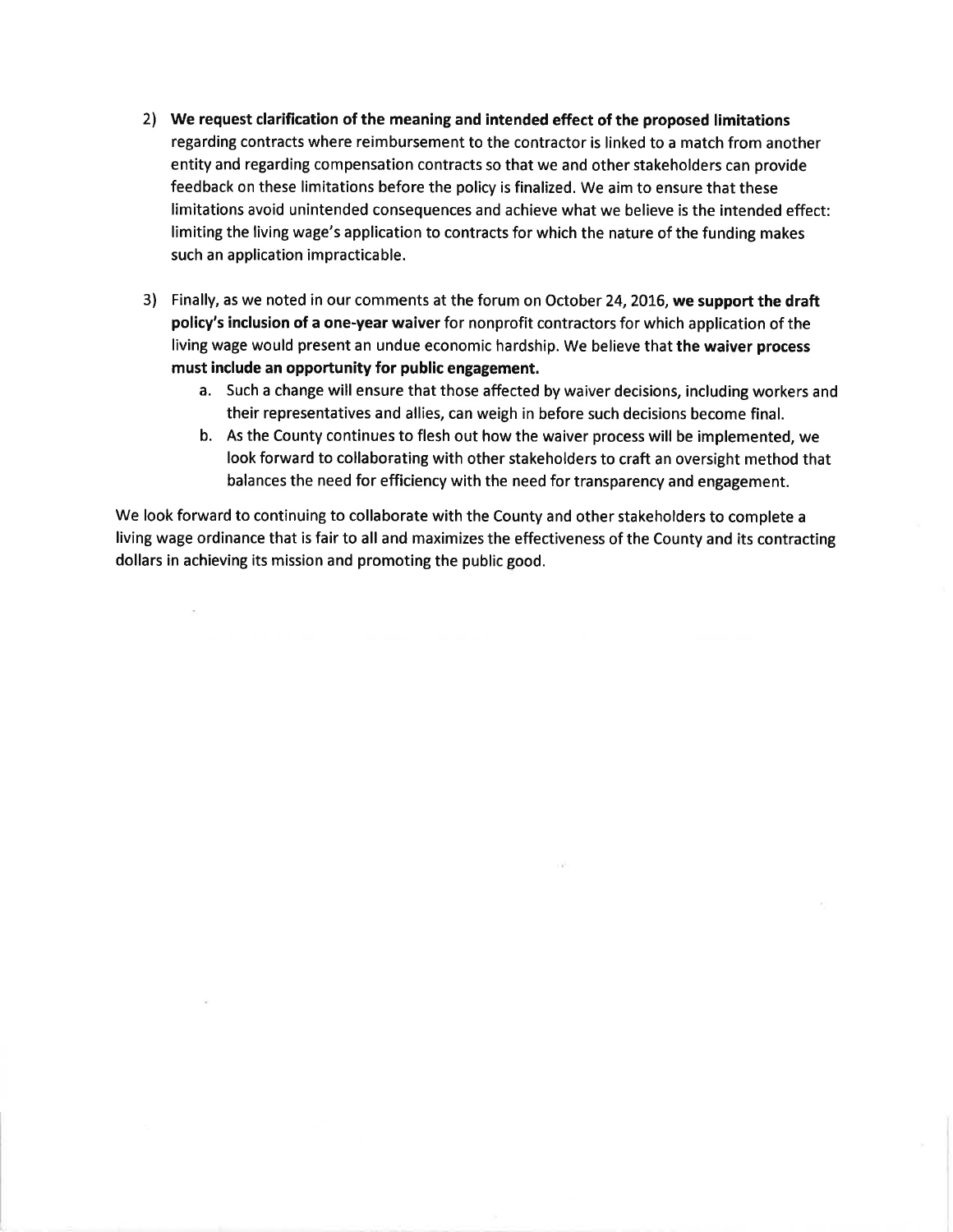2) **We request clarification of the meaning and intended effect of the proposed limitations** regarding contracts where reimbursement to the contractor is linked to a match from another entity and regarding compensation contracts so that we and other stakeholders can provide feedback on these limitations before the policy is finalized. We aim to ensure that these limitations avoid unintended consequences and achieve what we believe is the intended effect: limiting the living wage's application to contracts for which the nature of the funding makes such an application impracticable.

3) Finally, as we noted in our comments at the forum on October 24, 2016, **we support the draft policy's inclusion of a one-year waiver** for nonprofit contractors for which application of the living wage would present an undue economic hardship. We believe that **the waiver process must include an opportunity for public engagement.**
    a. Such a change will ensure that those affected by waiver decisions, including workers and their representatives and allies, can weigh in before such decisions become final.
    b. As the County continues to flesh out how the waiver process will be implemented, we look forward to collaborating with other stakeholders to craft an oversight method that balances the need for efficiency with the need for transparency and engagement.

We look forward to continuing to collaborate with the County and other stakeholders to complete a living wage ordinance that is fair to all and maximizes the effectiveness of the County and its contracting dollars in achieving its mission and promoting the public good.